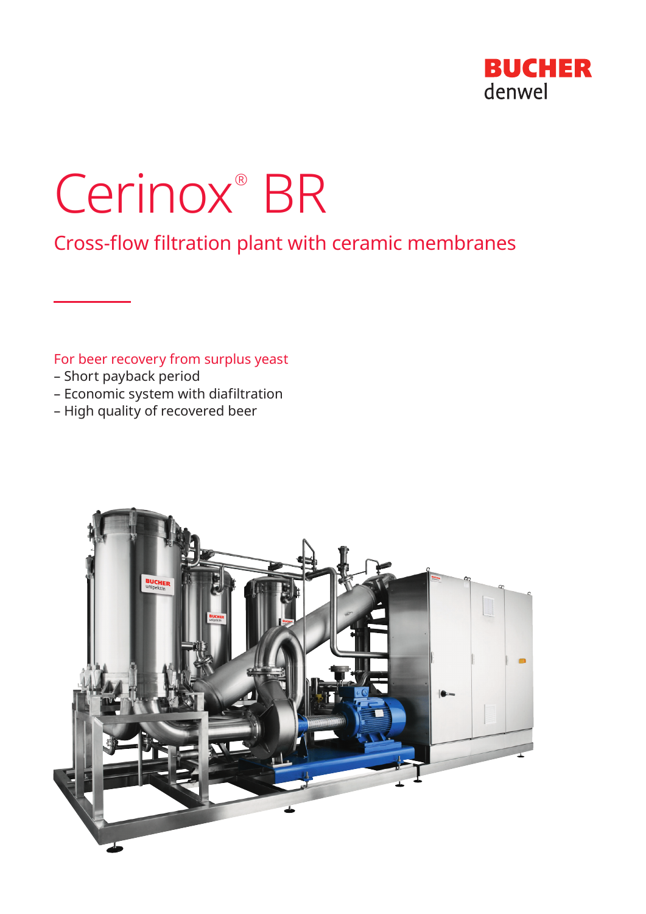BUCHER denwel

# Cerinox® BR

## Cross-flow filtration plant with ceramic membranes

For beer recovery from surplus yeast

- Short payback period
- Economic system with diafiltration
- High quality of recovered beer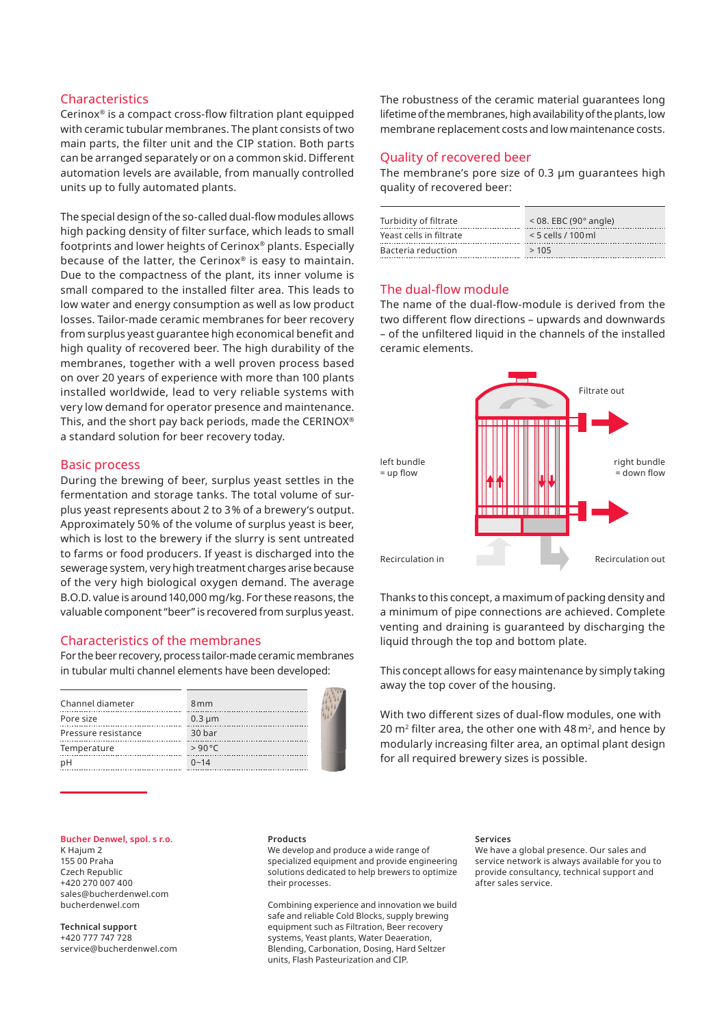## Characteristics

Cerinox® is a compact cross-flow filtration plant equipped with ceramic tubular membranes. The plant consists of two main parts, the filter unit and the CIP station. Both parts can be arranged separately or on a common skid. Different automation levels are available, from manually controlled units up to fully automated plants.

The special design of the so-called dual-flow modules allows high packing density of filter surface, which leads to small footprints and lower heights of Cerinox® plants. Especially because of the latter, the Cerinox® is easy to maintain. Due to the compactness of the plant, its inner volume is small compared to the installed filter area. This leads to low water and energy consumption as well as low product losses. Tailor-made ceramic membranes for beer recovery from surplus yeast guarantee high economical benefit and high quality of recovered beer. The high durability of the membranes, together with a well proven process based on over 20 years of experience with more than 100 plants installed worldwide, lead to very reliable systems with very low demand for operator presence and maintenance. This, and the short pay back periods, made the CERINOX® a standard solution for beer recovery today.

## Basic process

During the brewing of beer, surplus yeast settles in the fermentation and storage tanks. The total volume of surplus yeast represents about 2 to 3 % of a brewery's output. Approximately 50 % of the volume of surplus yeast is beer, which is lost to the brewery if the slurry is sent untreated to farms or food producers. If yeast is discharged into the sewerage system, very high treatment charges arise because of the very high biological oxygen demand. The average B.O.D. value is around 140,000 mg/kg. For these reasons, the valuable component "beer" is recovered from surplus yeast.

## Characteristics of the membranes

For the beer recovery, process tailor-made ceramic membranes in tubular multi channel elements have been developed:

| | |
|---|---|
| Channel diameter | 8 mm |
| Pore size | 0.3 µm |
| Pressure resistance | 30 bar |
| Temperature | > 90 °C |
| pH | 0–14 |

The robustness of the ceramic material guarantees long lifetime of the membranes, high availability of the plants, low membrane replacement costs and low maintenance costs.

## Quality of recovered beer

The membrane's pore size of 0.3 µm guarantees high quality of recovered beer:

| | |
|---|---|
| Turbidity of filtrate | < 08. EBC (90° angle) |
| Yeast cells in filtrate | < 5 cells / 100 ml |
| Bacteria reduction | > 105 |

## The dual-flow module

The name of the dual-flow-module is derived from the two different flow directions – upwards and downwards – of the unfiltered liquid in the channels of the installed ceramic elements.

Filtrate out

left bundle = up flow

right bundle = down flow

Recirculation in

Recirculation out

Thanks to this concept, a maximum of packing density and a minimum of pipe connections are achieved. Complete venting and draining is guaranteed by discharging the liquid through the top and bottom plate.

This concept allows for easy maintenance by simply taking away the top cover of the housing.

With two different sizes of dual-flow modules, one with 20 m² filter area, the other one with 48 m², and hence by modularly increasing filter area, an optimal plant design for all required brewery sizes is possible.

**Bucher Denwel, spol. s r.o.**
K Hajum 2
155 00 Praha
Czech Republic
+420 270 007 400
sales@bucherdenwel.com
bucherdenwel.com

**Technical support**
+420 777 747 728
service@bucherdenwel.com

**Products**
We develop and produce a wide range of specialized equipment and provide engineering solutions dedicated to help brewers to optimize their processes.

Combining experience and innovation we build safe and reliable Cold Blocks, supply brewing equipment such as Filtration, Beer recovery systems, Yeast plants, Water Deaeration, Blending, Carbonation, Dosing, Hard Seltzer units, Flash Pasteurization and CIP.

**Services**
We have a global presence. Our sales and service network is always available for you to provide consultancy, technical support and after sales service.